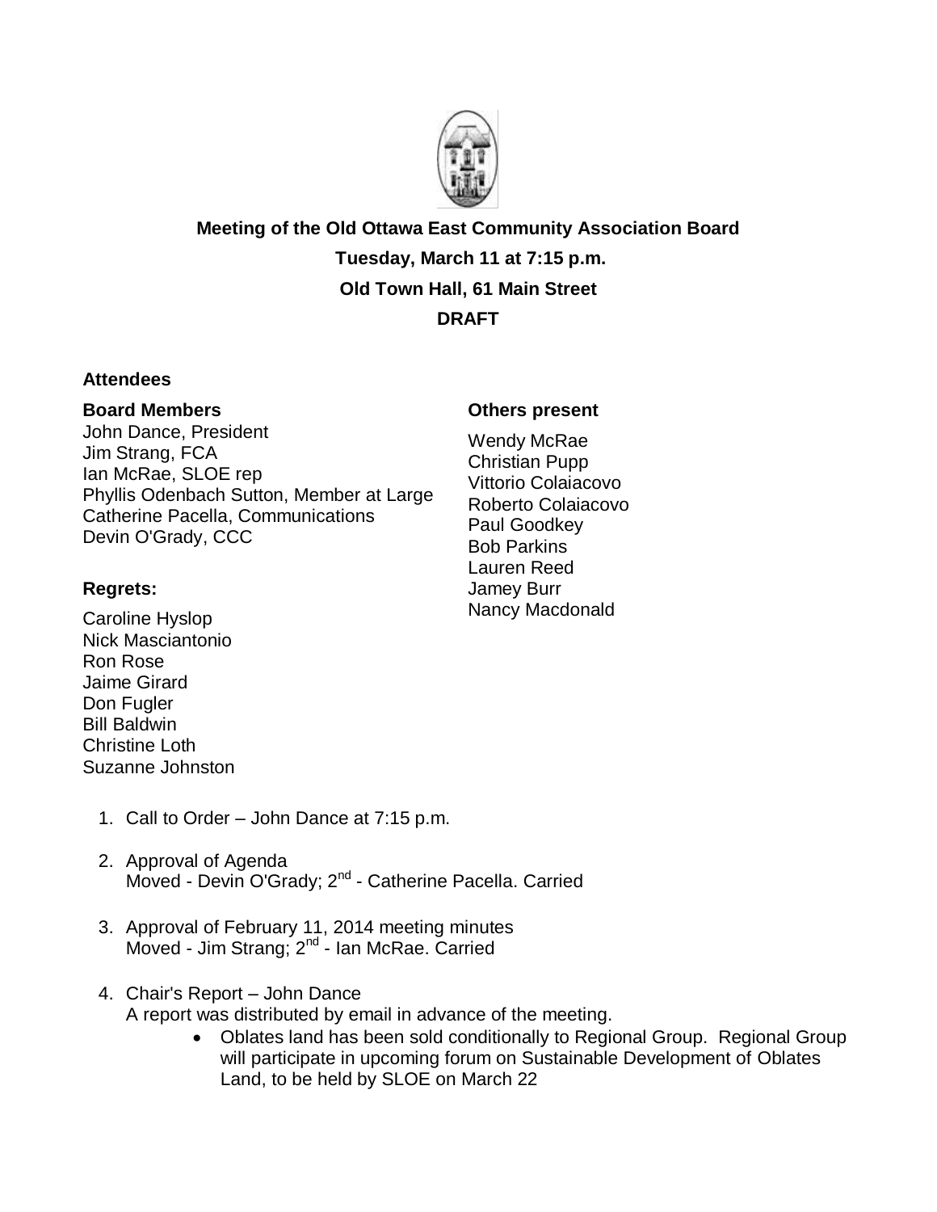**Meeting of the Old Ottawa East Community Association Board**

**Tuesday, March 11 at 7:15 p.m.**

**Old Town Hall, 61 Main Street**

**DRAFT**

**Attendees**

**Board Members**

John Dance, President
Jim Strang, FCA
Ian McRae, SLOE rep
Phyllis Odenbach Sutton, Member at Large
Catherine Pacella, Communications
Devin O'Grady, CCC

**Regrets:**

Caroline Hyslop
Nick Masciantonio
Ron Rose
Jaime Girard
Don Fugler
Bill Baldwin
Christine Loth
Suzanne Johnston

**Others present**

Wendy McRae
Christian Pupp
Vittorio Colaiacovo
Roberto Colaiacovo
Paul Goodkey
Bob Parkins
Lauren Reed
Jamey Burr
Nancy Macdonald

1. Call to Order – John Dance at 7:15 p.m.

2. Approval of Agenda
   Moved - Devin O'Grady; 2nd - Catherine Pacella. Carried

3. Approval of February 11, 2014 meeting minutes
   Moved - Jim Strang; 2nd - Ian McRae. Carried

4. Chair's Report – John Dance
   A report was distributed by email in advance of the meeting.
   - Oblates land has been sold conditionally to Regional Group. Regional Group will participate in upcoming forum on Sustainable Development of Oblates Land, to be held by SLOE on March 22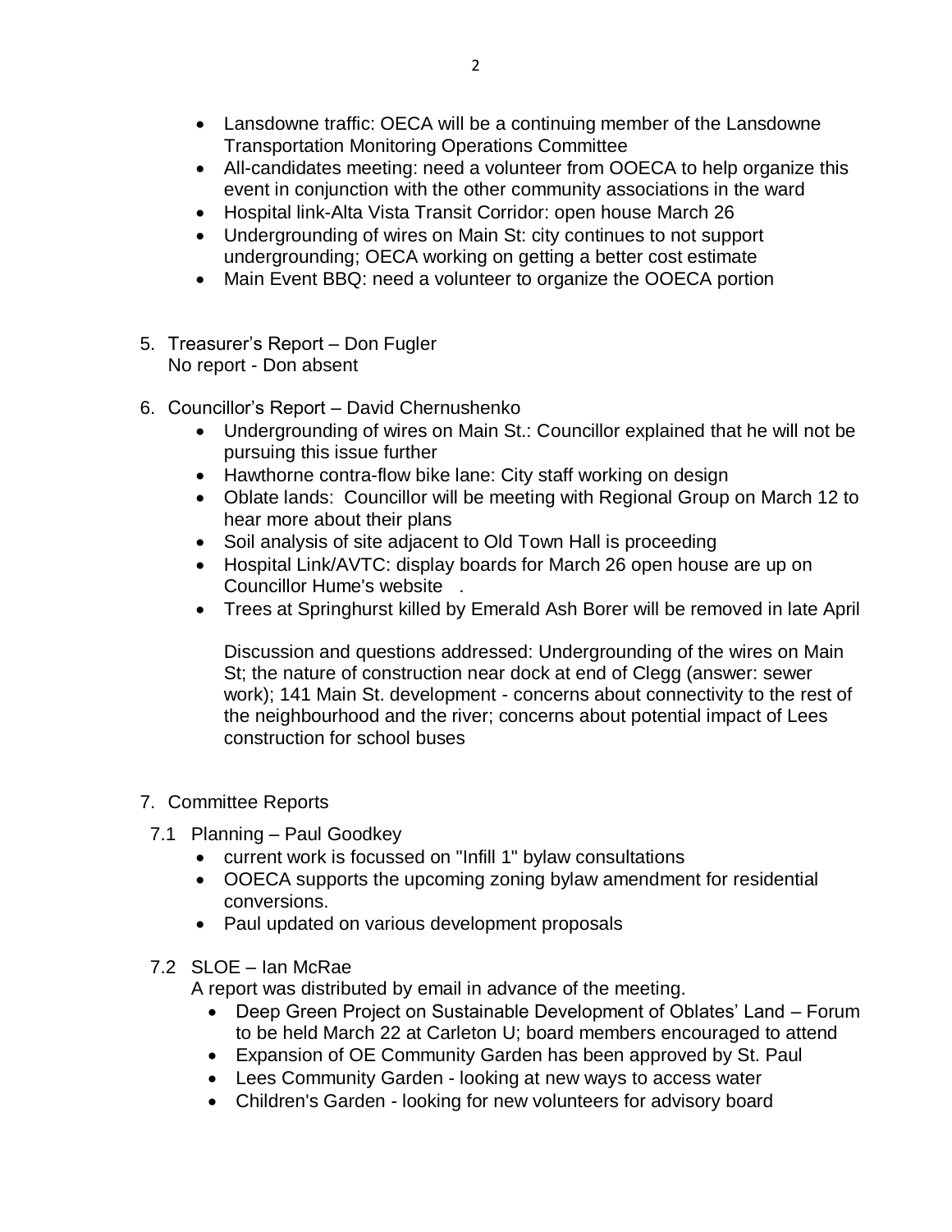- Lansdowne traffic: OECA will be a continuing member of the Lansdowne Transportation Monitoring Operations Committee
- All-candidates meeting: need a volunteer from OOECA to help organize this event in conjunction with the other community associations in the ward
- Hospital link-Alta Vista Transit Corridor: open house March 26
- Undergrounding of wires on Main St: city continues to not support undergrounding; OECA working on getting a better cost estimate
- Main Event BBQ: need a volunteer to organize the OOECA portion

5. Treasurer's Report – Don Fugler
   No report - Don absent

6. Councillor's Report – David Chernushenko
   - Undergrounding of wires on Main St.: Councillor explained that he will not be pursuing this issue further
   - Hawthorne contra-flow bike lane: City staff working on design
   - Oblate lands: Councillor will be meeting with Regional Group on March 12 to hear more about their plans
   - Soil analysis of site adjacent to Old Town Hall is proceeding
   - Hospital Link/AVTC: display boards for March 26 open house are up on Councillor Hume's website .
   - Trees at Springhurst killed by Emerald Ash Borer will be removed in late April

   Discussion and questions addressed: Undergrounding of the wires on Main St; the nature of construction near dock at end of Clegg (answer: sewer work); 141 Main St. development - concerns about connectivity to the rest of the neighbourhood and the river; concerns about potential impact of Lees construction for school buses

7. Committee Reports

   7.1 Planning – Paul Goodkey
   - current work is focussed on "Infill 1" bylaw consultations
   - OOECA supports the upcoming zoning bylaw amendment for residential conversions.
   - Paul updated on various development proposals

   7.2 SLOE – Ian McRae
   A report was distributed by email in advance of the meeting.
   - Deep Green Project on Sustainable Development of Oblates' Land – Forum to be held March 22 at Carleton U; board members encouraged to attend
   - Expansion of OE Community Garden has been approved by St. Paul
   - Lees Community Garden - looking at new ways to access water
   - Children's Garden - looking for new volunteers for advisory board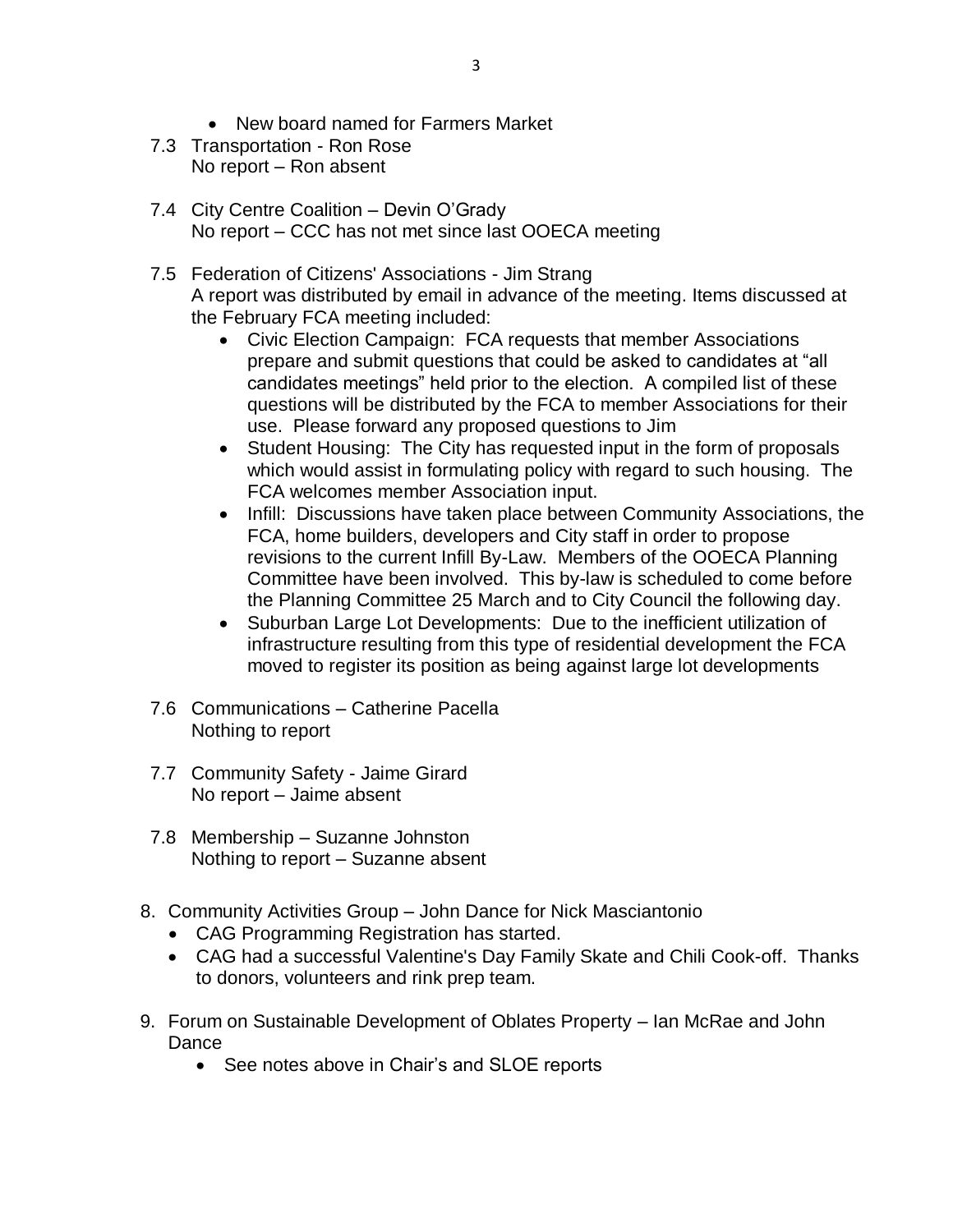- New board named for Farmers Market

7.3 Transportation - Ron Rose
No report – Ron absent

7.4 City Centre Coalition – Devin O'Grady
No report – CCC has not met since last OOECA meeting

7.5 Federation of Citizens' Associations - Jim Strang
A report was distributed by email in advance of the meeting. Items discussed at the February FCA meeting included:

- Civic Election Campaign: FCA requests that member Associations prepare and submit questions that could be asked to candidates at "all candidates meetings" held prior to the election. A compiled list of these questions will be distributed by the FCA to member Associations for their use. Please forward any proposed questions to Jim
- Student Housing: The City has requested input in the form of proposals which would assist in formulating policy with regard to such housing. The FCA welcomes member Association input.
- Infill: Discussions have taken place between Community Associations, the FCA, home builders, developers and City staff in order to propose revisions to the current Infill By-Law. Members of the OOECA Planning Committee have been involved. This by-law is scheduled to come before the Planning Committee 25 March and to City Council the following day.
- Suburban Large Lot Developments: Due to the inefficient utilization of infrastructure resulting from this type of residential development the FCA moved to register its position as being against large lot developments

7.6 Communications – Catherine Pacella
Nothing to report

7.7 Community Safety - Jaime Girard
No report – Jaime absent

7.8 Membership – Suzanne Johnston
Nothing to report – Suzanne absent

8. Community Activities Group – John Dance for Nick Masciantonio
   - CAG Programming Registration has started.
   - CAG had a successful Valentine's Day Family Skate and Chili Cook-off. Thanks to donors, volunteers and rink prep team.

9. Forum on Sustainable Development of Oblates Property – Ian McRae and John Dance
   - See notes above in Chair's and SLOE reports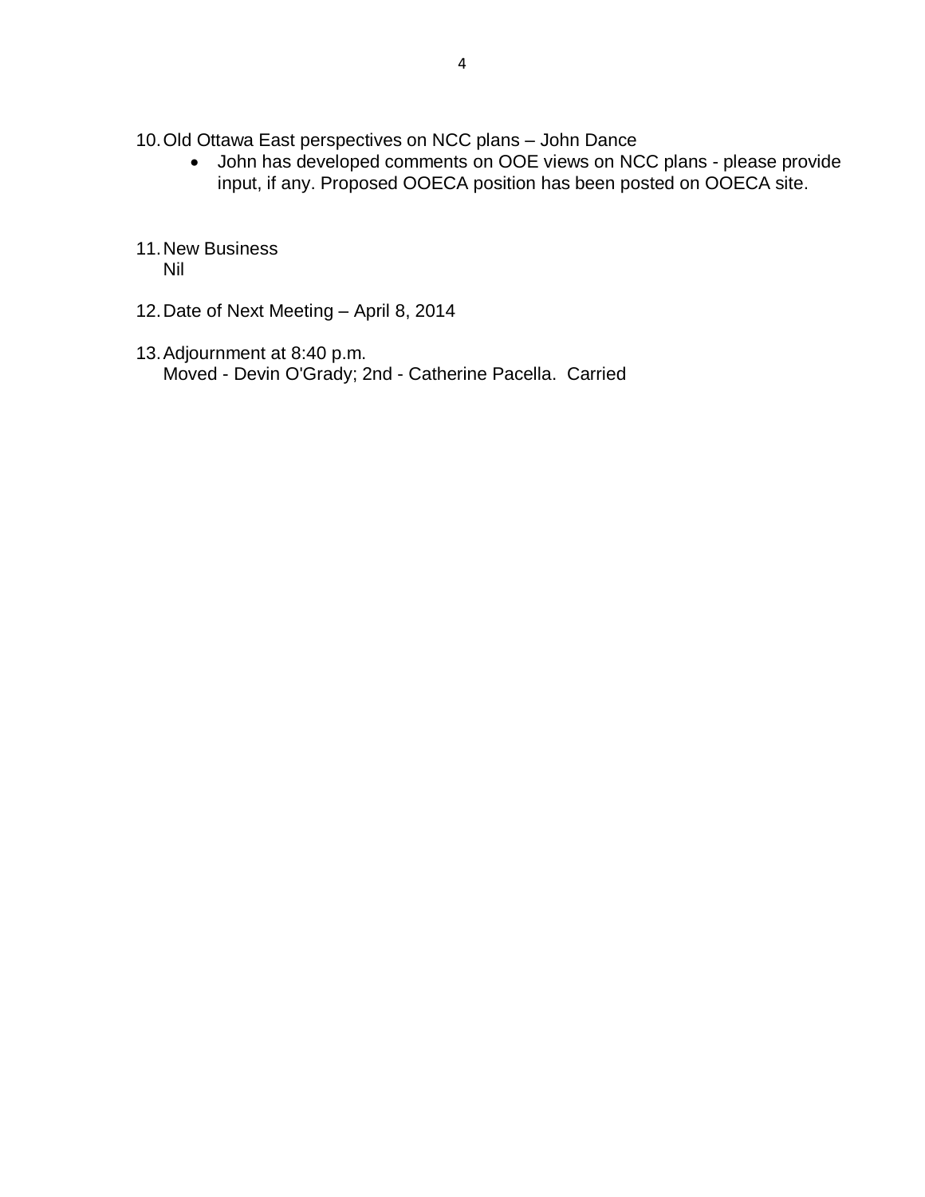10. Old Ottawa East perspectives on NCC plans – John Dance
    - John has developed comments on OOE views on NCC plans - please provide input, if any. Proposed OOECA position has been posted on OOECA site.

11. New Business
    Nil

12. Date of Next Meeting – April 8, 2014

13. Adjournment at 8:40 p.m.
    Moved - Devin O'Grady; 2nd - Catherine Pacella. Carried